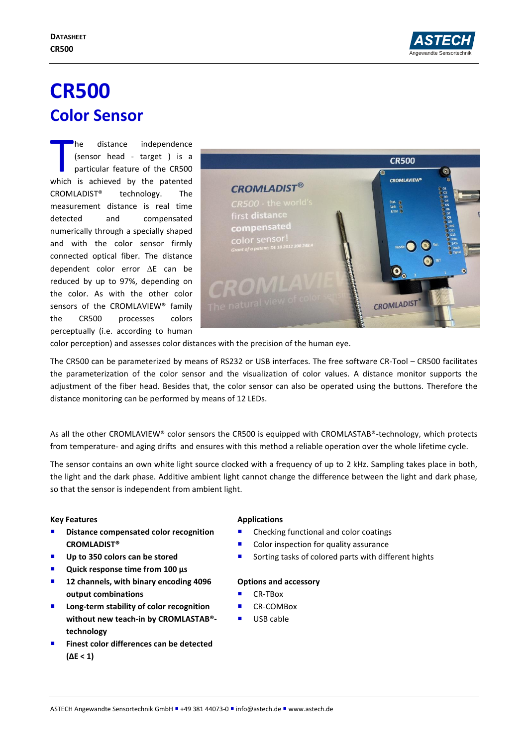# CR500

## Color Sensor

The distance independence (sensor head - target ) is a particular feature of the CR500 which is achieved by the patented CROMLADIST® technology. The measurement distance is real time detected and compensated numerically through a specially shaped and with the color sensor firmly connected optical fiber. The distance dependent color error ΔE can be reduced by up to 97%, depending on the color. As with the other color sensors of the CROMLAVIEW® family the CR500 processes colors perceptually (i.e. according to human color perception) and assesses color distances with the precision of the human eye.

The CR500 can be parameterized by means of RS232 or USB interfaces. The free software CR-Tool – CR500 facilitates the parameterization of the color sensor and the visualization of color values. A distance monitor supports the adjustment of the fiber head. Besides that, the color sensor can also be operated using the buttons. Therefore the distance monitoring can be performed by means of 12 LEDs.

As all the other CROMLAVIEW® color sensors the CR500 is equipped with CROMLASTAB®-technology, which protects from temperature- and aging drifts and ensures with this method a reliable operation over the whole lifetime cycle.

The sensor contains an own white light source clocked with a frequency of up to 2 kHz. Sampling takes place in both, the light and the dark phase. Additive ambient light cannot change the difference between the light and dark phase, so that the sensor is independent from ambient light.

**Key Features**

- **Distance compensated color recognition CROMLADIST®**
- **Up to 350 colors can be stored**
- **Quick response time from 100 µs**
- **12 channels, with binary encoding 4096 output combinations**
- **Long-term stability of color recognition without new teach-in by CROMLASTAB®-technology**
- **Finest color differences can be detected (ΔE < 1)**

**Applications**

- Checking functional and color coatings
- Color inspection for quality assurance
- Sorting tasks of colored parts with different hights

**Options and accessory**

- CR-TBox
- CR-COMBox
- USB cable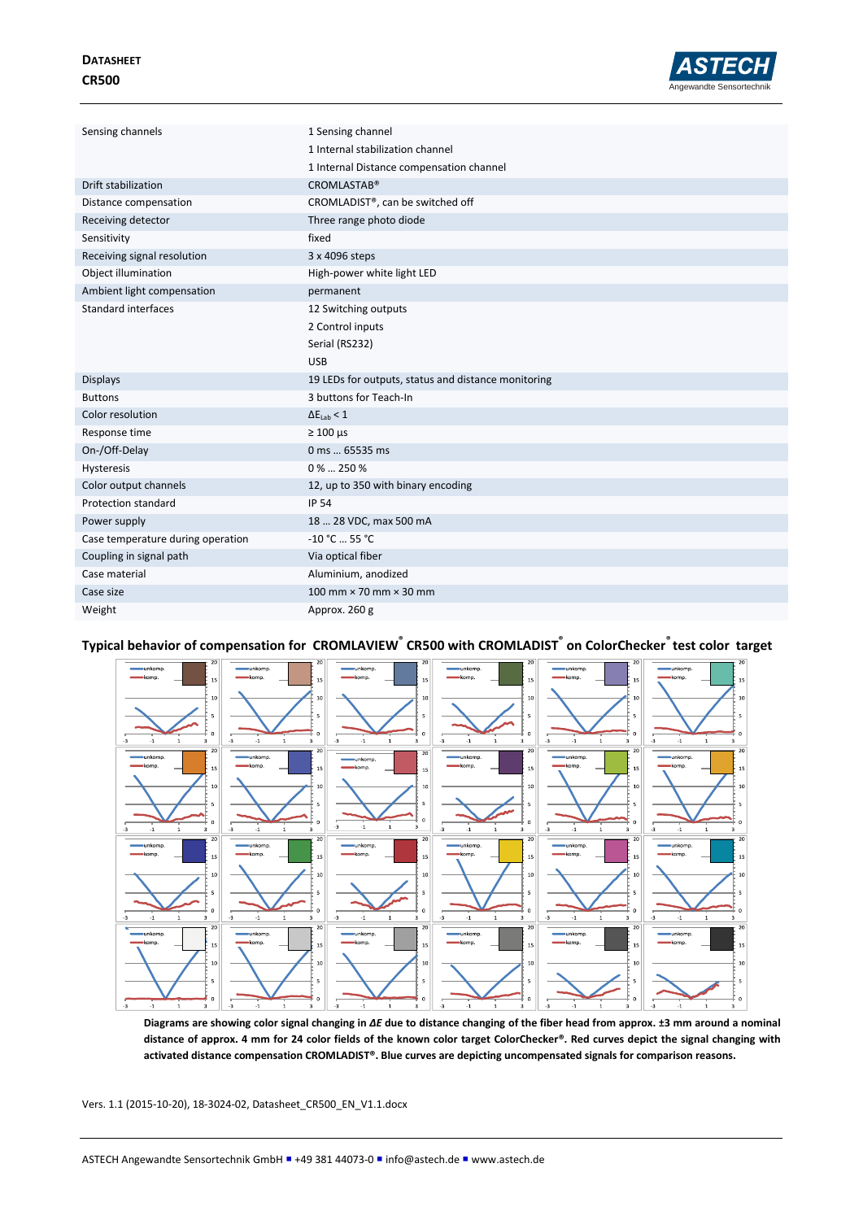| | |
|---|---|
| Sensing channels | 1 Sensing channel<br>1 Internal stabilization channel<br>1 Internal Distance compensation channel |
| Drift stabilization | CROMLASTAB® |
| Distance compensation | CROMLADIST®, can be switched off |
| Receiving detector | Three range photo diode |
| Sensitivity | fixed |
| Receiving signal resolution | 3 x 4096 steps |
| Object illumination | High-power white light LED |
| Ambient light compensation | permanent |
| Standard interfaces | 12 Switching outputs<br>2 Control inputs<br>Serial (RS232)<br>USB |
| Displays | 19 LEDs for outputs, status and distance monitoring |
| Buttons | 3 buttons for Teach-In |
| Color resolution | $\Delta E_{Lab} < 1$ |
| Response time | ≥ 100 µs |
| On-/Off-Delay | 0 ms … 65535 ms |
| Hysteresis | 0 % … 250 % |
| Color output channels | 12, up to 350 with binary encoding |
| Protection standard | IP 54 |
| Power supply | 18 … 28 VDC, max 500 mA |
| Case temperature during operation | -10 °C … 55 °C |
| Coupling in signal path | Via optical fiber |
| Case material | Aluminium, anodized |
| Case size | 100 mm × 70 mm × 30 mm |
| Weight | Approx. 260 g |

## Typical behavior of compensation for CROMLAVIEW® CR500 with CROMLADIST® on ColorChecker® test color target

**Diagrams are showing color signal changing in *ΔE* due to distance changing of the fiber head from approx. ±3 mm around a nominal distance of approx. 4 mm for 24 color fields of the known color target ColorChecker®. Red curves depict the signal changing with activated distance compensation CROMLADIST®. Blue curves are depicting uncompensated signals for comparison reasons.**

Vers. 1.1 (2015-10-20), 18-3024-02, Datasheet_CR500_EN_V1.1.docx

ASTECH Angewandte Sensortechnik GmbH ▪ +49 381 44073-0 ▪ info@astech.de ▪ www.astech.de